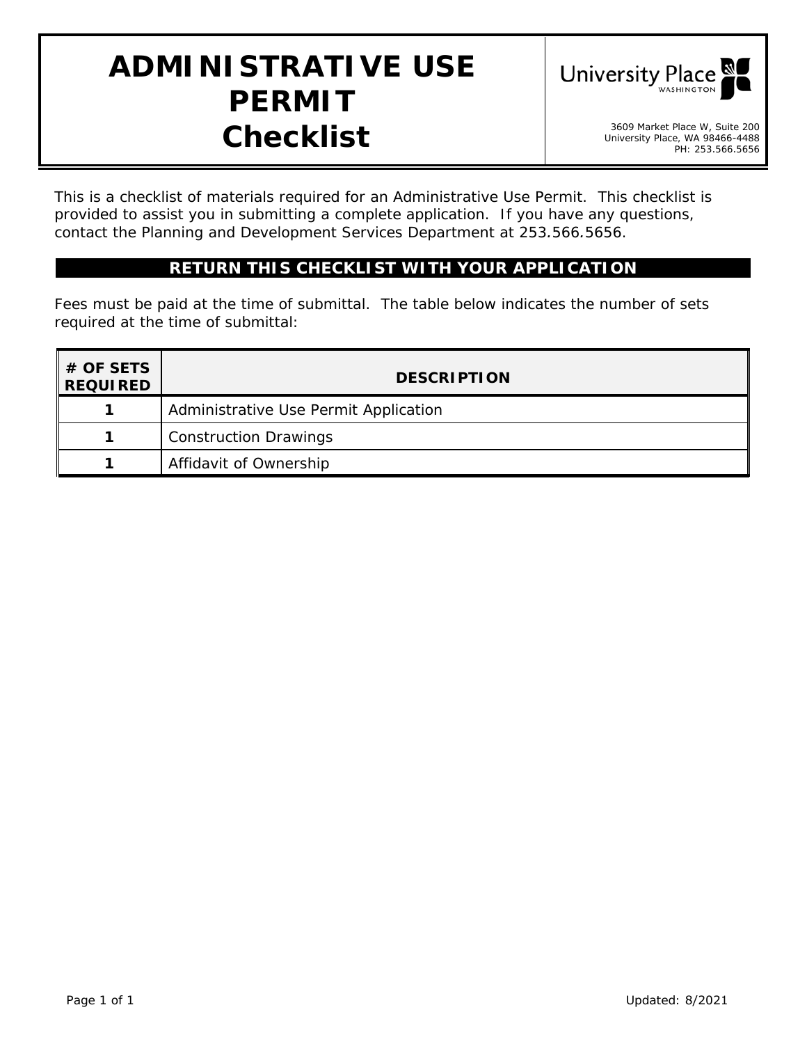# ADMINISTRATIVE USE PERMIT Checklist

University Place
WASHINGTON

3609 Market Place W, Suite 200
University Place, WA 98466-4488
PH: 253.566.5656

This is a checklist of materials required for an Administrative Use Permit. This checklist is provided to assist you in submitting a complete application. If you have any questions, contact the Planning and Development Services Department at 253.566.5656.

## RETURN THIS CHECKLIST WITH YOUR APPLICATION

Fees must be paid at the time of submittal. The table below indicates the number of sets required at the time of submittal:

| # OF SETS REQUIRED | DESCRIPTION |
|---|---|
| 1 | Administrative Use Permit Application |
| 1 | Construction Drawings |
| 1 | Affidavit of Ownership |

Updated: 8/2021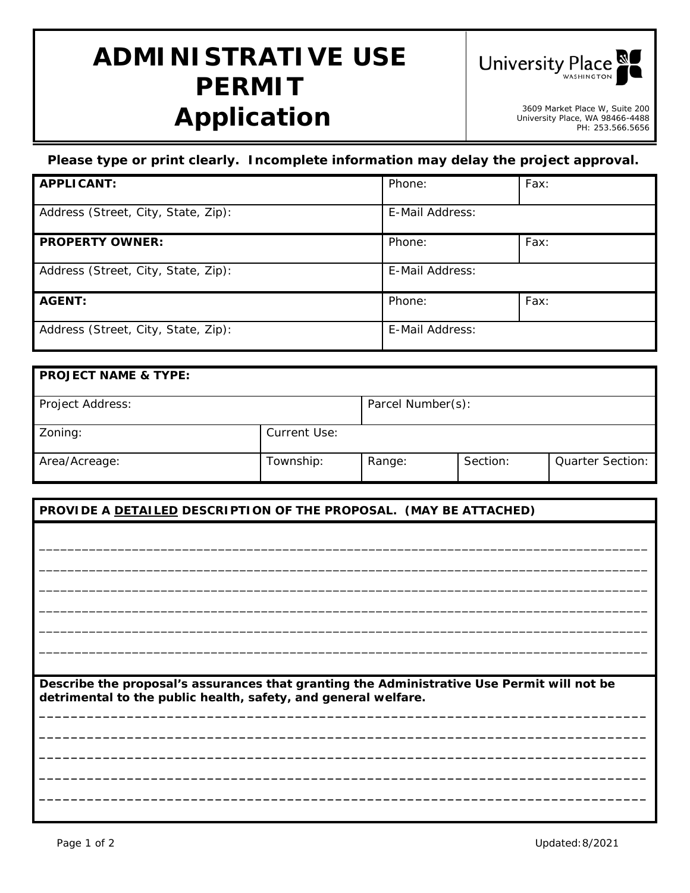# ADMINISTRATIVE USE PERMIT Application

University Place WASHINGTON

3609 Market Place W, Suite 200
University Place, WA 98466-4488
PH: 253.566.5656

**Please type or print clearly. Incomplete information may delay the project approval.**

| | | |
|---|---|---|
| **APPLICANT:** | Phone: | Fax: |
| Address (Street, City, State, Zip): | E-Mail Address: | |
| **PROPERTY OWNER:** | Phone: | Fax: |
| Address (Street, City, State, Zip): | E-Mail Address: | |
| **AGENT:** | Phone: | Fax: |
| Address (Street, City, State, Zip): | E-Mail Address: | |

| | | | | |
|---|---|---|---|---|
| **PROJECT NAME & TYPE:** | | | | |
| Project Address: | | Parcel Number(s): | | |
| Zoning: | Current Use: | | | |
| Area/Acreage: | Township: | Range: | Section: | Quarter Section: |

**PROVIDE A DETAILED DESCRIPTION OF THE PROPOSAL. (MAY BE ATTACHED)**

______________________________________________________________________________________

______________________________________________________________________________________

______________________________________________________________________________________

______________________________________________________________________________________

______________________________________________________________________________________

______________________________________________________________________________________

**Describe the proposal's assurances that granting the Administrative Use Permit will not be detrimental to the public health, safety, and general welfare.**

______________________________________________________________________________________

______________________________________________________________________________________

______________________________________________________________________________________

______________________________________________________________________________________

______________________________________________________________________________________

Updated: 8/2021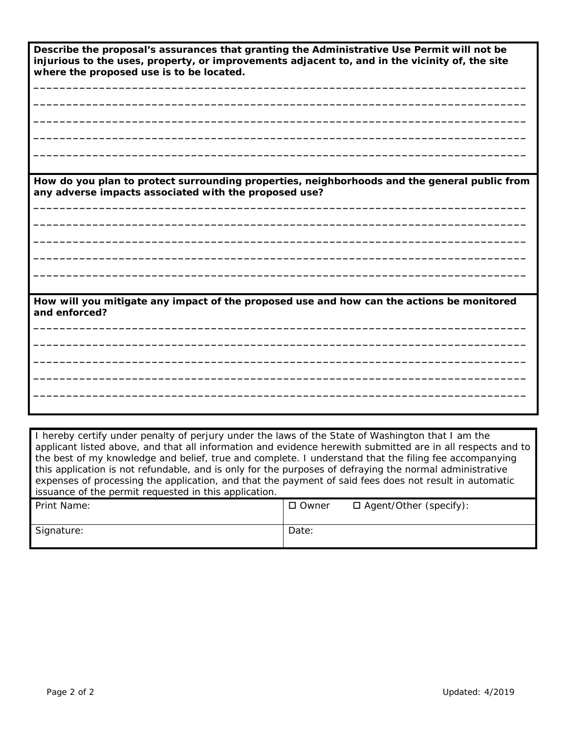**Describe the proposal's assurances that granting the Administrative Use Permit will not be injurious to the uses, property, or improvements adjacent to, and in the vicinity of, the site where the proposed use is to be located.**

______________________________________________________________________________

______________________________________________________________________________

______________________________________________________________________________

______________________________________________________________________________

______________________________________________________________________________

**How do you plan to protect surrounding properties, neighborhoods and the general public from any adverse impacts associated with the proposed use?**

______________________________________________________________________________

______________________________________________________________________________

______________________________________________________________________________

______________________________________________________________________________

______________________________________________________________________________

**How will you mitigate any impact of the proposed use and how can the actions be monitored and enforced?**

______________________________________________________________________________

______________________________________________________________________________

______________________________________________________________________________

______________________________________________________________________________

______________________________________________________________________________

I hereby certify under penalty of perjury under the laws of the State of Washington that I am the applicant listed above, and that all information and evidence herewith submitted are in all respects and to the best of my knowledge and belief, true and complete. I understand that the filing fee accompanying this application is not refundable, and is only for the purposes of defraying the normal administrative expenses of processing the application, and that the payment of said fees does not result in automatic issuance of the permit requested in this application.

| | |
|---|---|
| Print Name: | ☐ Owner ☐ Agent/Other (specify): |
| Signature: | Date: |

Updated: 4/2019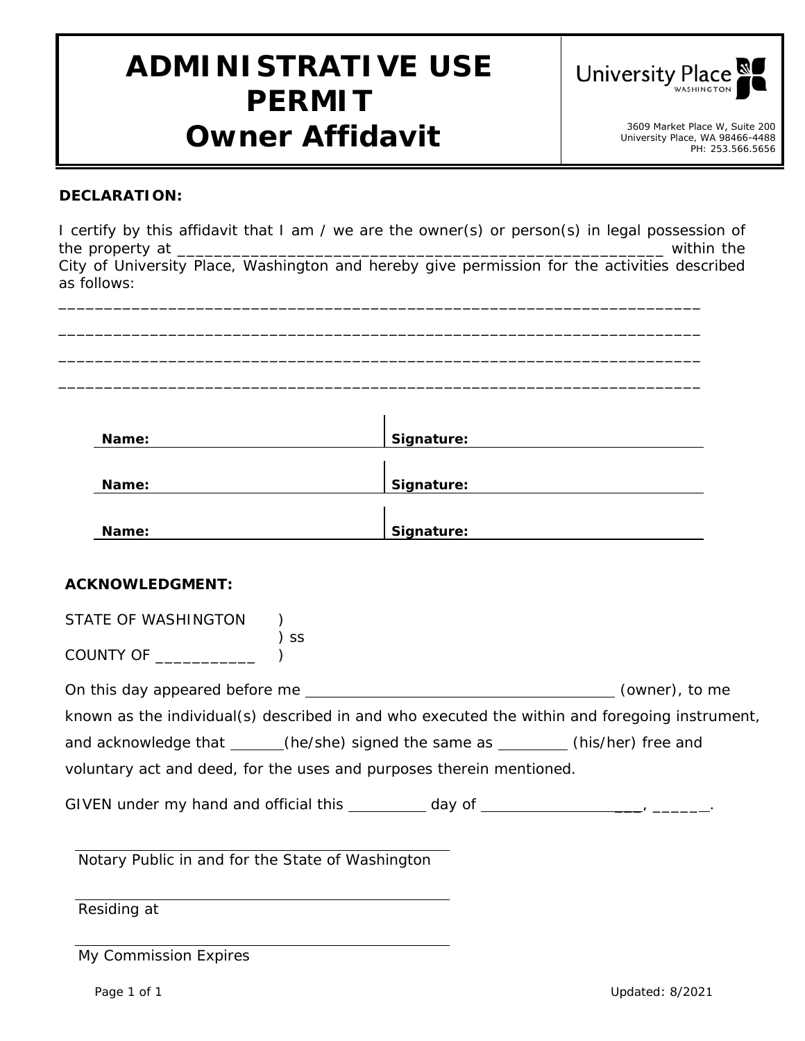# ADMINISTRATIVE USE PERMIT
# Owner Affidavit

University Place
WASHINGTON

3609 Market Place W, Suite 200
University Place, WA 98466-4488
PH: 253.566.5656

**DECLARATION:**

I certify by this affidavit that I am / we are the owner(s) or person(s) in legal possession of the property at ___________________________________________________________ within the City of University Place, Washington and hereby give permission for the activities described as follows:

_______________________________________________________________________

_______________________________________________________________________

_______________________________________________________________________

_______________________________________________________________________

| | |
|---|---|
| **Name:** | **Signature:** |
| **Name:** | **Signature:** |
| **Name:** | **Signature:** |

**ACKNOWLEDGMENT:**

STATE OF WASHINGTON )
) ss
COUNTY OF ___________ )

On this day appeared before me ________________________________________ (owner), to me known as the individual(s) described in and who executed the within and foregoing instrument, and acknowledge that ______(he/she) signed the same as ________ (his/her) free and voluntary act and deed, for the uses and purposes therein mentioned.

GIVEN under my hand and official this _________ day of __________________, ______.

______________________________________
Notary Public in and for the State of Washington

______________________________________
Residing at

______________________________________
My Commission Expires

Updated: 8/2021